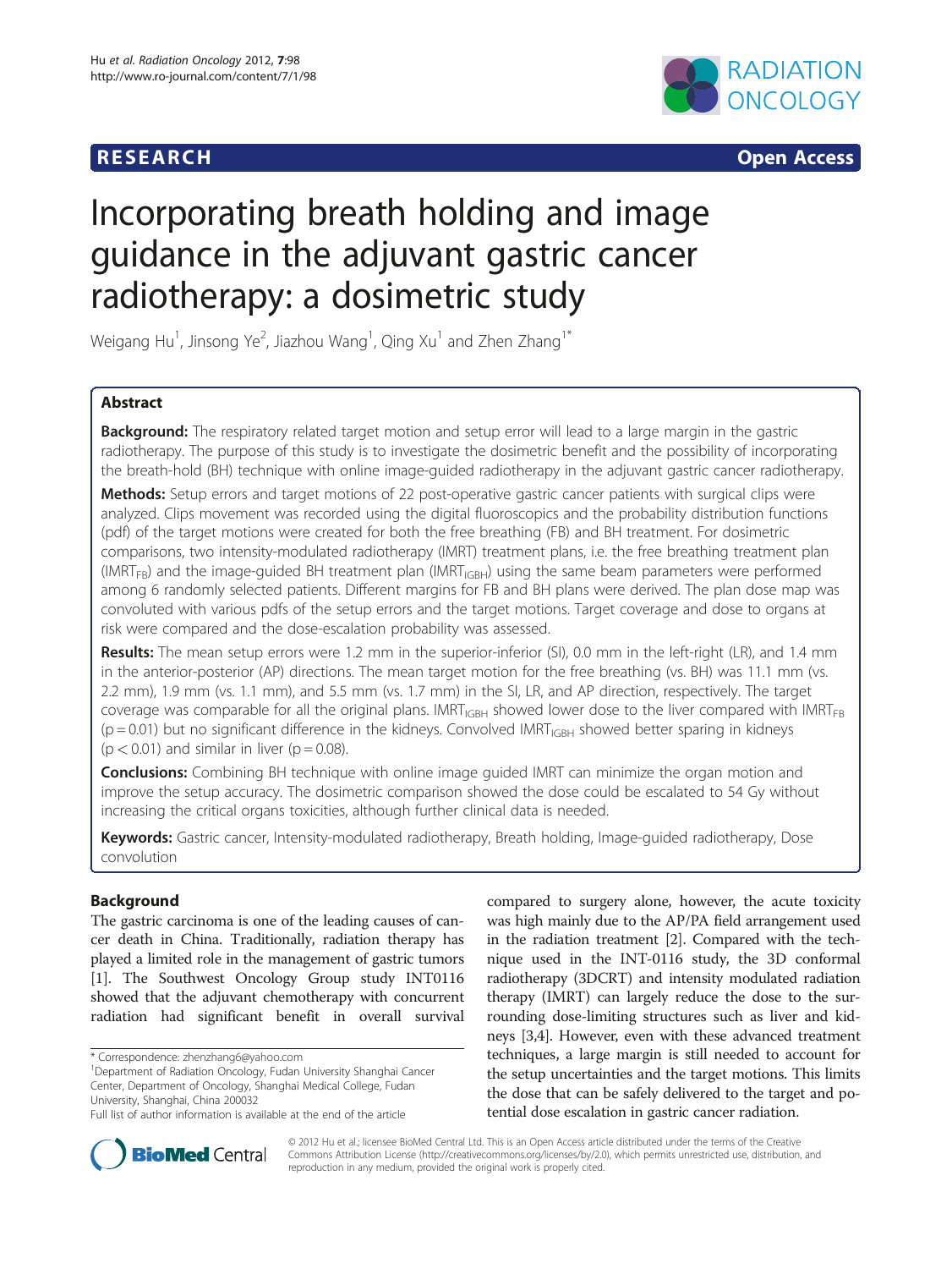**RESEARCH** **Open Access**

# Incorporating breath holding and image guidance in the adjuvant gastric cancer radiotherapy: a dosimetric study

Weigang Hu[1], Jinsong Ye[2], Jiazhou Wang[1], Qing Xu[1] and Zhen Zhang[1*]

## Abstract

**Background:** The respiratory related target motion and setup error will lead to a large margin in the gastric radiotherapy. The purpose of this study is to investigate the dosimetric benefit and the possibility of incorporating the breath-hold (BH) technique with online image-guided radiotherapy in the adjuvant gastric cancer radiotherapy.

**Methods:** Setup errors and target motions of 22 post-operative gastric cancer patients with surgical clips were analyzed. Clips movement was recorded using the digital fluoroscopics and the probability distribution functions (pdf) of the target motions were created for both the free breathing (FB) and BH treatment. For dosimetric comparisons, two intensity-modulated radiotherapy (IMRT) treatment plans, i.e. the free breathing treatment plan ($IMRT_{FB}$) and the image-guided BH treatment plan ($IMRT_{IGBH}$) using the same beam parameters were performed among 6 randomly selected patients. Different margins for FB and BH plans were derived. The plan dose map was convoluted with various pdfs of the setup errors and the target motions. Target coverage and dose to organs at risk were compared and the dose-escalation probability was assessed.

**Results:** The mean setup errors were 1.2 mm in the superior-inferior (SI), 0.0 mm in the left-right (LR), and 1.4 mm in the anterior-posterior (AP) directions. The mean target motion for the free breathing (vs. BH) was 11.1 mm (vs. 2.2 mm), 1.9 mm (vs. 1.1 mm), and 5.5 mm (vs. 1.7 mm) in the SI, LR, and AP direction, respectively. The target coverage was comparable for all the original plans. $IMRT_{IGBH}$ showed lower dose to the liver compared with $IMRT_{FB}$ ($p = 0.01$) but no significant difference in the kidneys. Convolved $IMRT_{IGBH}$ showed better sparing in kidneys ($p < 0.01$) and similar in liver ($p = 0.08$).

**Conclusions:** Combining BH technique with online image guided IMRT can minimize the organ motion and improve the setup accuracy. The dosimetric comparison showed the dose could be escalated to 54 Gy without increasing the critical organs toxicities, although further clinical data is needed.

**Keywords:** Gastric cancer, Intensity-modulated radiotherapy, Breath holding, Image-guided radiotherapy, Dose convolution

## Background

The gastric carcinoma is one of the leading causes of cancer death in China. Traditionally, radiation therapy has played a limited role in the management of gastric tumors [1]. The Southwest Oncology Group study INT0116 showed that the adjuvant chemotherapy with concurrent radiation had significant benefit in overall survival compared to surgery alone, however, the acute toxicity was high mainly due to the AP/PA field arrangement used in the radiation treatment [2]. Compared with the technique used in the INT-0116 study, the 3D conformal radiotherapy (3DCRT) and intensity modulated radiation therapy (IMRT) can largely reduce the dose to the surrounding dose-limiting structures such as liver and kidneys [3,4]. However, even with these advanced treatment techniques, a large margin is still needed to account for the setup uncertainties and the target motions. This limits the dose that can be safely delivered to the target and potential dose escalation in gastric cancer radiation.

* Correspondence: zhenzhang6@yahoo.com
[1]Department of Radiation Oncology, Fudan University Shanghai Cancer Center, Department of Oncology, Shanghai Medical College, Fudan University, Shanghai, China 200032
Full list of author information is available at the end of the article

© 2012 Hu et al.; licensee BioMed Central Ltd. This is an Open Access article distributed under the terms of the Creative Commons Attribution License (http://creativecommons.org/licenses/by/2.0), which permits unrestricted use, distribution, and reproduction in any medium, provided the original work is properly cited.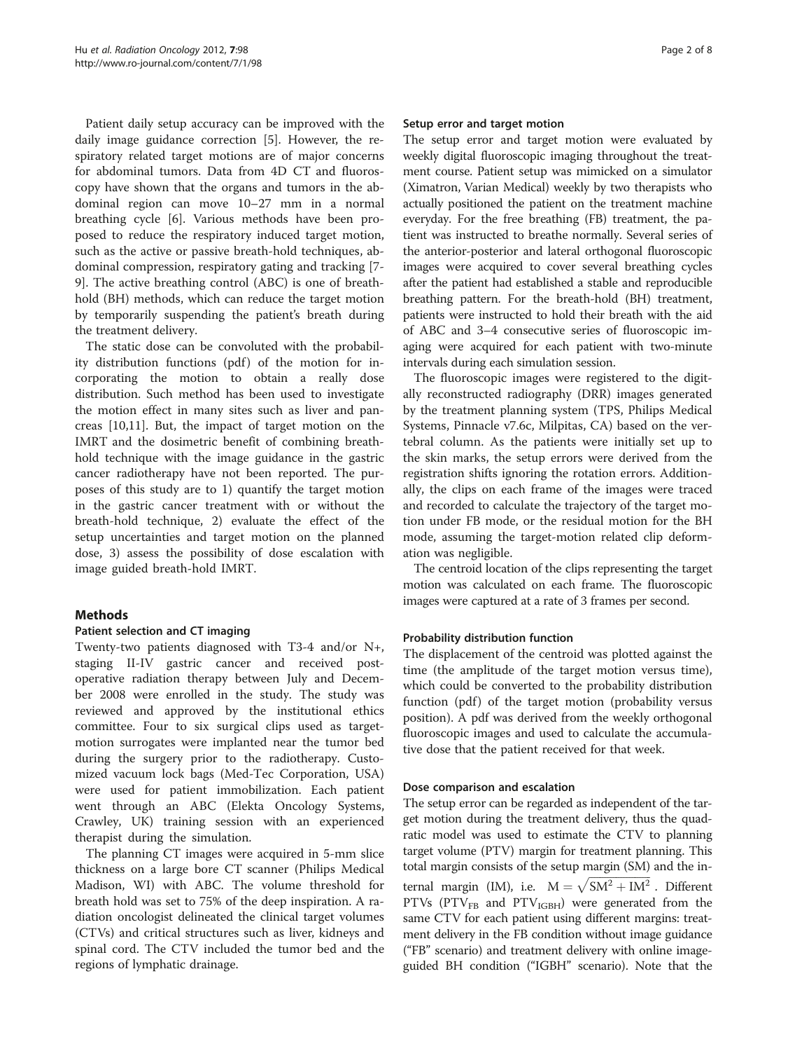Patient daily setup accuracy can be improved with the daily image guidance correction [5]. However, the respiratory related target motions are of major concerns for abdominal tumors. Data from 4D CT and fluoroscopy have shown that the organs and tumors in the abdominal region can move 10–27 mm in a normal breathing cycle [6]. Various methods have been proposed to reduce the respiratory induced target motion, such as the active or passive breath-hold techniques, abdominal compression, respiratory gating and tracking [7-9]. The active breathing control (ABC) is one of breath-hold (BH) methods, which can reduce the target motion by temporarily suspending the patient's breath during the treatment delivery.

The static dose can be convoluted with the probability distribution functions (pdf) of the motion for incorporating the motion to obtain a really dose distribution. Such method has been used to investigate the motion effect in many sites such as liver and pancreas [10,11]. But, the impact of target motion on the IMRT and the dosimetric benefit of combining breath-hold technique with the image guidance in the gastric cancer radiotherapy have not been reported. The purposes of this study are to 1) quantify the target motion in the gastric cancer treatment with or without the breath-hold technique, 2) evaluate the effect of the setup uncertainties and target motion on the planned dose, 3) assess the possibility of dose escalation with image guided breath-hold IMRT.

## Methods

### Patient selection and CT imaging

Twenty-two patients diagnosed with T3-4 and/or N+, staging II-IV gastric cancer and received post-operative radiation therapy between July and December 2008 were enrolled in the study. The study was reviewed and approved by the institutional ethics committee. Four to six surgical clips used as target-motion surrogates were implanted near the tumor bed during the surgery prior to the radiotherapy. Customized vacuum lock bags (Med-Tec Corporation, USA) were used for patient immobilization. Each patient went through an ABC (Elekta Oncology Systems, Crawley, UK) training session with an experienced therapist during the simulation.

The planning CT images were acquired in 5-mm slice thickness on a large bore CT scanner (Philips Medical Madison, WI) with ABC. The volume threshold for breath hold was set to 75% of the deep inspiration. A radiation oncologist delineated the clinical target volumes (CTVs) and critical structures such as liver, kidneys and spinal cord. The CTV included the tumor bed and the regions of lymphatic drainage.

### Setup error and target motion

The setup error and target motion were evaluated by weekly digital fluoroscopic imaging throughout the treatment course. Patient setup was mimicked on a simulator (Ximatron, Varian Medical) weekly by two therapists who actually positioned the patient on the treatment machine everyday. For the free breathing (FB) treatment, the patient was instructed to breathe normally. Several series of the anterior-posterior and lateral orthogonal fluoroscopic images were acquired to cover several breathing cycles after the patient had established a stable and reproducible breathing pattern. For the breath-hold (BH) treatment, patients were instructed to hold their breath with the aid of ABC and 3–4 consecutive series of fluoroscopic imaging were acquired for each patient with two-minute intervals during each simulation session.

The fluoroscopic images were registered to the digitally reconstructed radiography (DRR) images generated by the treatment planning system (TPS, Philips Medical Systems, Pinnacle v7.6c, Milpitas, CA) based on the vertebral column. As the patients were initially set up to the skin marks, the setup errors were derived from the registration shifts ignoring the rotation errors. Additionally, the clips on each frame of the images were traced and recorded to calculate the trajectory of the target motion under FB mode, or the residual motion for the BH mode, assuming the target-motion related clip deformation was negligible.

The centroid location of the clips representing the target motion was calculated on each frame. The fluoroscopic images were captured at a rate of 3 frames per second.

### Probability distribution function

The displacement of the centroid was plotted against the time (the amplitude of the target motion versus time), which could be converted to the probability distribution function (pdf) of the target motion (probability versus position). A pdf was derived from the weekly orthogonal fluoroscopic images and used to calculate the accumulative dose that the patient received for that week.

### Dose comparison and escalation

The setup error can be regarded as independent of the target motion during the treatment delivery, thus the quadratic model was used to estimate the CTV to planning target volume (PTV) margin for treatment planning. This total margin consists of the setup margin (SM) and the internal margin (IM), i.e. $M = \sqrt{SM^2 + IM^2}$. Different PTVs ($PTV_{FB}$ and $PTV_{IGBH}$) were generated from the same CTV for each patient using different margins: treatment delivery in the FB condition without image guidance ("FB" scenario) and treatment delivery with online image-guided BH condition ("IGBH" scenario). Note that the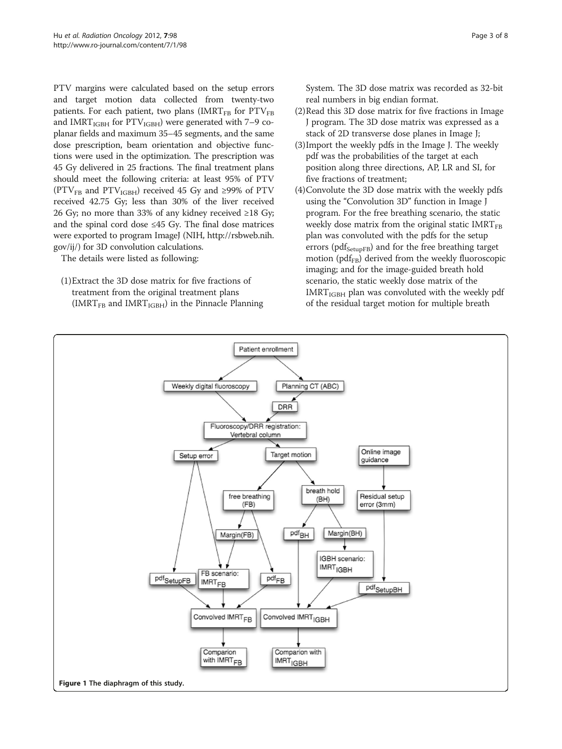PTV margins were calculated based on the setup errors and target motion data collected from twenty-two patients. For each patient, two plans ($IMRT_{FB}$ for $PTV_{FB}$ and $IMRT_{IGBH}$ for $PTV_{IGBH}$) were generated with 7–9 coplanar fields and maximum 35–45 segments, and the same dose prescription, beam orientation and objective functions were used in the optimization. The prescription was 45 Gy delivered in 25 fractions. The final treatment plans should meet the following criteria: at least 95% of PTV ($PTV_{FB}$ and $PTV_{IGBH}$) received 45 Gy and ≥99% of PTV received 42.75 Gy; less than 30% of the liver received 26 Gy; no more than 33% of any kidney received ≥18 Gy; and the spinal cord dose ≤45 Gy. The final dose matrices were exported to program ImageJ (NIH, http://rsbweb.nih.gov/ij/) for 3D convolution calculations.

The details were listed as following:

(1) Extract the 3D dose matrix for five fractions of treatment from the original treatment plans ($IMRT_{FB}$ and $IMRT_{IGBH}$) in the Pinnacle Planning System. The 3D dose matrix was recorded as 32-bit real numbers in big endian format.

(2) Read this 3D dose matrix for five fractions in Image J program. The 3D dose matrix was expressed as a stack of 2D transverse dose planes in Image J;

(3) Import the weekly pdfs in the Image J. The weekly pdf was the probabilities of the target at each position along three directions, AP, LR and SI, for five fractions of treatment;

(4) Convolute the 3D dose matrix with the weekly pdfs using the "Convolution 3D" function in Image J program. For the free breathing scenario, the static weekly dose matrix from the original static $IMRT_{FB}$ plan was convoluted with the pdfs for the setup errors ($pdf_{SetupFB}$) and for the free breathing target motion ($pdf_{FB}$) derived from the weekly fluoroscopic imaging; and for the image-guided breath hold scenario, the static weekly dose matrix of the $IMRT_{IGBH}$ plan was convoluted with the weekly pdf of the residual target motion for multiple breath

Patient enrollment
Weekly digital fluoroscopy
Planning CT (ABC)
DRR
Fluoroscopy/DRR registration: Vertebral column
Setup error
Target motion
Online image guidance
free breathing (FB)
breath hold (BH)
Residual setup error (3mm)
Margin(FB)
$pdf_{BH}$
Margin(BH)
IGBH scenario: $IMRT_{IGBH}$
$pdf_{SetupFB}$
FB scenario: $IMRT_{FB}$
$pdf_{FB}$
$pdf_{SetupBH}$
Convolved $IMRT_{FB}$
Convolved $IMRT_{IGBH}$
Comparion with $IMRT_{FB}$
Comparion with $IMRT_{IGBH}$

**Figure 1** The diaphragm of this study.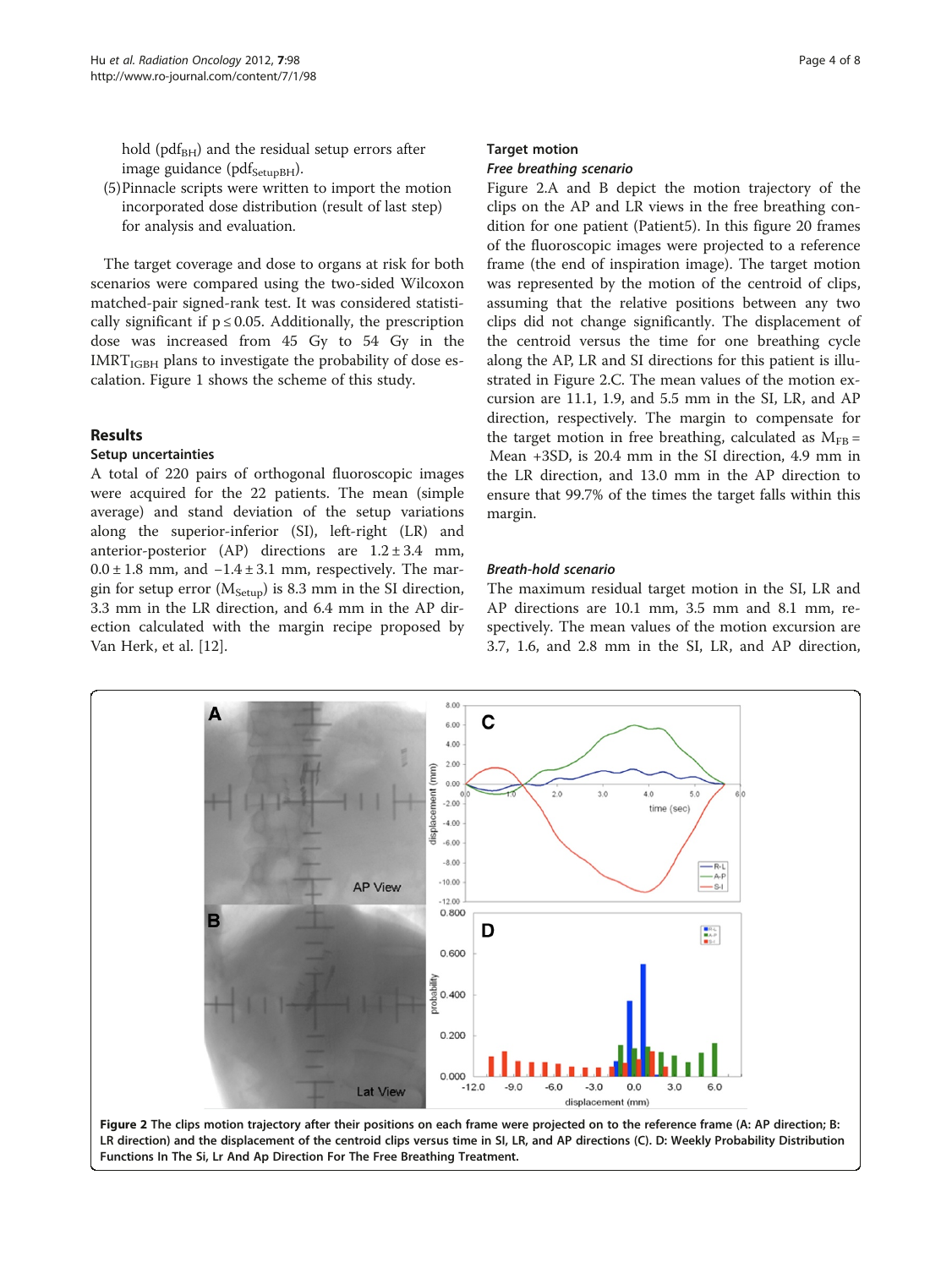hold ($pdf_{BH}$) and the residual setup errors after image guidance ($pdf_{SetupBH}$).

(5) Pinnacle scripts were written to import the motion incorporated dose distribution (result of last step) for analysis and evaluation.

The target coverage and dose to organs at risk for both scenarios were compared using the two-sided Wilcoxon matched-pair signed-rank test. It was considered statistically significant if $p \leq 0.05$. Additionally, the prescription dose was increased from 45 Gy to 54 Gy in the $IMRT_{IGBH}$ plans to investigate the probability of dose escalation. Figure 1 shows the scheme of this study.

## Results

### Setup uncertainties

A total of 220 pairs of orthogonal fluoroscopic images were acquired for the 22 patients. The mean (simple average) and stand deviation of the setup variations along the superior-inferior (SI), left-right (LR) and anterior-posterior (AP) directions are $1.2 \pm 3.4$ mm, $0.0 \pm 1.8$ mm, and $-1.4 \pm 3.1$ mm, respectively. The margin for setup error ($M_{Setup}$) is 8.3 mm in the SI direction, 3.3 mm in the LR direction, and 6.4 mm in the AP direction calculated with the margin recipe proposed by Van Herk, et al. [12].

### Target motion

#### *Free breathing scenario*

Figure 2.A and B depict the motion trajectory of the clips on the AP and LR views in the free breathing condition for one patient (Patient5). In this figure 20 frames of the fluoroscopic images were projected to a reference frame (the end of inspiration image). The target motion was represented by the motion of the centroid of clips, assuming that the relative positions between any two clips did not change significantly. The displacement of the centroid versus the time for one breathing cycle along the AP, LR and SI directions for this patient is illustrated in Figure 2.C. The mean values of the motion excursion are 11.1, 1.9, and 5.5 mm in the SI, LR, and AP direction, respectively. The margin to compensate for the target motion in free breathing, calculated as $M_{FB}$ = Mean +3SD, is 20.4 mm in the SI direction, 4.9 mm in the LR direction, and 13.0 mm in the AP direction to ensure that 99.7% of the times the target falls within this margin.

#### *Breath-hold scenario*

The maximum residual target motion in the SI, LR and AP directions are 10.1 mm, 3.5 mm and 8.1 mm, respectively. The mean values of the motion excursion are 3.7, 1.6, and 2.8 mm in the SI, LR, and AP direction,

A
AP View
B
Lat View
C
displacement (mm)
8.00
6.00
4.00
2.00
0.00
-2.00
-4.00
-6.00
-8.00
-10.00
-12.00
0.0
1.0
2.0
3.0
4.0
5.0
6.0
time (sec)
R-L
A-P
S-I
D
probability
0.800
0.600
0.400
0.200
0.000
-12.0
-9.0
-6.0
-3.0
0.0
3.0
6.0
displacement (mm)

**Figure 2** The clips motion trajectory after their positions on each frame were projected on to the reference frame (A: AP direction; B: LR direction) and the displacement of the centroid clips versus time in SI, LR, and AP directions (C). D: Weekly Probability Distribution Functions In The Si, Lr And Ap Direction For The Free Breathing Treatment.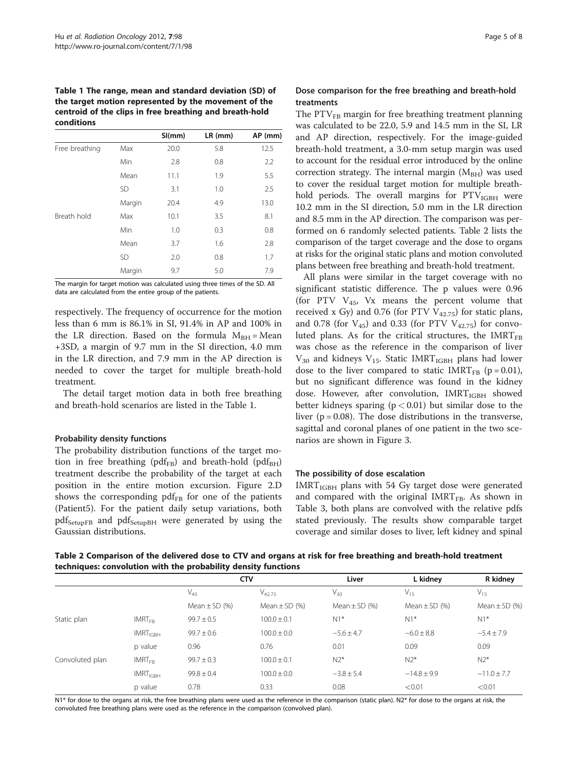**Table 1 The range, mean and standard deviation (SD) of the target motion represented by the movement of the centroid of the clips in free breathing and breath-hold conditions**

| | | SI(mm) | LR (mm) | AP (mm) |
|---|---|---|---|---|
| Free breathing | Max | 20.0 | 5.8 | 12.5 |
| | Min | 2.8 | 0.8 | 2.2 |
| | Mean | 11.1 | 1.9 | 5.5 |
| | SD | 3.1 | 1.0 | 2.5 |
| | Margin | 20.4 | 4.9 | 13.0 |
| Breath hold | Max | 10.1 | 3.5 | 8.1 |
| | Min | 1.0 | 0.3 | 0.8 |
| | Mean | 3.7 | 1.6 | 2.8 |
| | SD | 2.0 | 0.8 | 1.7 |
| | Margin | 9.7 | 5.0 | 7.9 |

The margin for target motion was calculated using three times of the SD. All data are calculated from the entire group of the patients.

respectively. The frequency of occurrence for the motion less than 6 mm is 86.1% in SI, 91.4% in AP and 100% in the LR direction. Based on the formula $M_{BH}$ = Mean +3SD, a margin of 9.7 mm in the SI direction, 4.0 mm in the LR direction, and 7.9 mm in the AP direction is needed to cover the target for multiple breath-hold treatment.

The detail target motion data in both free breathing and breath-hold scenarios are listed in the Table 1.

### Probability density functions

The probability distribution functions of the target motion in free breathing ($pdf_{FB}$) and breath-hold ($pdf_{BH}$) treatment describe the probability of the target at each position in the entire motion excursion. Figure 2.D shows the corresponding $pdf_{FB}$ for one of the patients (Patient5). For the patient daily setup variations, both $pdf_{SetupFB}$ and $pdf_{SetupBH}$ were generated by using the Gaussian distributions.

### Dose comparison for the free breathing and breath-hold treatments

The $PTV_{FB}$ margin for free breathing treatment planning was calculated to be 22.0, 5.9 and 14.5 mm in the SI, LR and AP direction, respectively. For the image-guided breath-hold treatment, a 3.0-mm setup margin was used to account for the residual error introduced by the online correction strategy. The internal margin ($M_{BH}$) was used to cover the residual target motion for multiple breath-hold periods. The overall margins for $PTV_{IGBH}$ were 10.2 mm in the SI direction, 5.0 mm in the LR direction and 8.5 mm in the AP direction. The comparison was performed on 6 randomly selected patients. Table 2 lists the comparison of the target coverage and the dose to organs at risks for the original static plans and motion convoluted plans between free breathing and breath-hold treatment.

All plans were similar in the target coverage with no significant statistic difference. The p values were 0.96 (for PTV $V_{45}$, Vx means the percent volume that received x Gy) and 0.76 (for PTV $V_{42.75}$) for static plans, and 0.78 (for $V_{45}$) and 0.33 (for PTV $V_{42.75}$) for convoluted plans. As for the critical structures, the $IMRT_{FB}$ was chose as the reference in the comparison of liver $V_{30}$ and kidneys $V_{15}$. Static $IMRT_{IGBH}$ plans had lower dose to the liver compared to static $IMRT_{FB}$ ($p = 0.01$), but no significant difference was found in the kidney dose. However, after convolution, $IMRT_{IGBH}$ showed better kidneys sparing ($p < 0.01$) but similar dose to the liver ($p = 0.08$). The dose distributions in the transverse, sagittal and coronal planes of one patient in the two scenarios are shown in Figure 3.

### The possibility of dose escalation

$IMRT_{IGBH}$ plans with 54 Gy target dose were generated and compared with the original $IMRT_{FB}$. As shown in Table 3, both plans are convolved with the relative pdfs stated previously. The results show comparable target coverage and similar doses to liver, left kidney and spinal

**Table 2 Comparison of the delivered dose to CTV and organs at risk for free breathing and breath-hold treatment techniques: convolution with the probability density functions**

| | | CTV | | Liver | L kidney | R kidney |
|---|---|---|---|---|---|---|
| | | $V_{45}$ | $V_{42.75}$ | $V_{30}$ | $V_{15}$ | $V_{15}$ |
| | | Mean ± SD (%) | Mean ± SD (%) | Mean ± SD (%) | Mean ± SD (%) | Mean ± SD (%) |
| Static plan | $IMRT_{FB}$ | 99.7 ± 0.5 | 100.0 ± 0.1 | N1* | N1* | N1* |
| | $IMRT_{IGBH}$ | 99.7 ± 0.6 | 100.0 ± 0.0 | −5.6 ± 4.7 | −6.0 ± 8.8 | −5.4 ± 7.9 |
| | p value | 0.96 | 0.76 | 0.01 | 0.09 | 0.09 |
| Convoluted plan | $IMRT_{FB}$ | 99.7 ± 0.3 | 100.0 ± 0.1 | N2* | N2* | N2* |
| | $IMRT_{IGBH}$ | 99.8 ± 0.4 | 100.0 ± 0.0 | −3.8 ± 5.4 | −14.8 ± 9.9 | −11.0 ± 7.7 |
| | p value | 0.78 | 0.33 | 0.08 | <0.01 | <0.01 |

N1* for dose to the organs at risk, the free breathing plans were used as the reference in the comparison (static plan). N2* for dose to the organs at risk, the convoluted free breathing plans were used as the reference in the comparison (convolved plan).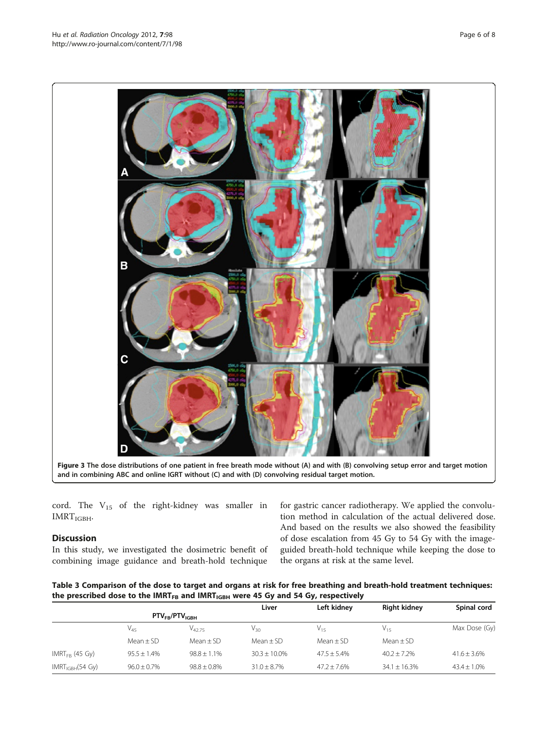Figure 3 The dose distributions of one patient in free breath mode without (A) and with (B) convolving setup error and target motion and in combining ABC and online IGRT without (C) and with (D) convolving residual target motion.

cord. The $V_{15}$ of the right-kidney was smaller in $IMRT_{IGBH}$.

## Discussion

In this study, we investigated the dosimetric benefit of combining image guidance and breath-hold technique for gastric cancer radiotherapy. We applied the convolution method in calculation of the actual delivered dose. And based on the results we also showed the feasibility of dose escalation from 45 Gy to 54 Gy with the image-guided breath-hold technique while keeping the dose to the organs at risk at the same level.

**Table 3 Comparison of the dose to target and organs at risk for free breathing and breath-hold treatment techniques: the prescribed dose to the $IMRT_{FB}$ and $IMRT_{IGBH}$ were 45 Gy and 54 Gy, respectively**

| | $PTV_{FB}/PTV_{IGBH}$ | | Liver | Left kidney | Right kidney | Spinal cord |
|---|---|---|---|---|---|---|
| | $V_{45}$ | $V_{42.75}$ | $V_{30}$ | $V_{15}$ | $V_{15}$ | Max Dose (Gy) |
| | Mean ± SD | Mean ± SD | Mean ± SD | Mean ± SD | Mean ± SD | |
| $IMRT_{FB}$ (45 Gy) | 95.5 ± 1.4% | 98.8 ± 1.1% | 30.3 ± 10.0% | 47.5 ± 5.4% | 40.2 ± 7.2% | 41.6 ± 3.6% |
| $IMRT_{IGBH}$(54 Gy) | 96.0 ± 0.7% | 98.8 ± 0.8% | 31.0 ± 8.7% | 47.2 ± 7.6% | 34.1 ± 16.3% | 43.4 ± 1.0% |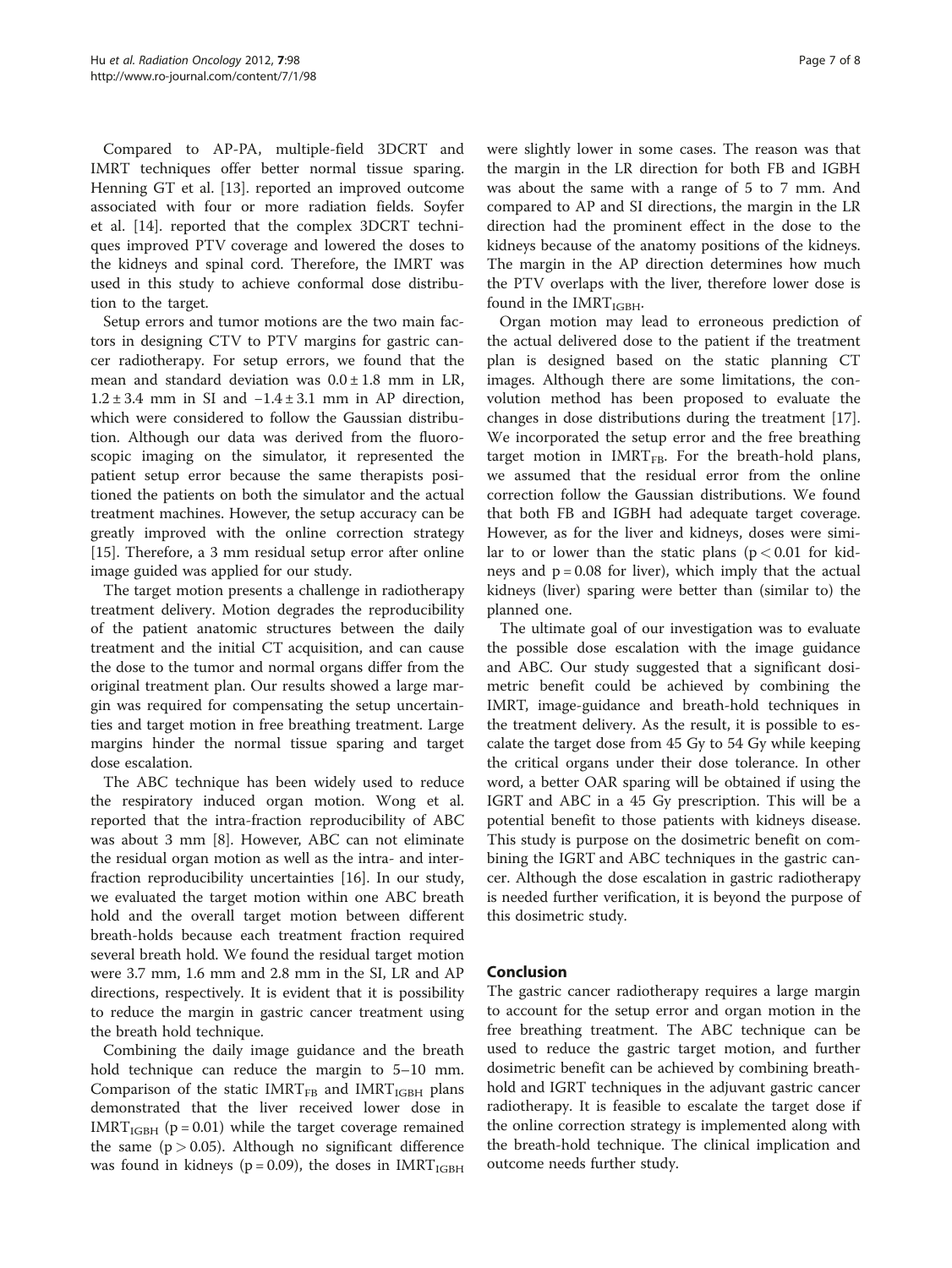Compared to AP-PA, multiple-field 3DCRT and IMRT techniques offer better normal tissue sparing. Henning GT et al. [13]. reported an improved outcome associated with four or more radiation fields. Soyfer et al. [14]. reported that the complex 3DCRT techniques improved PTV coverage and lowered the doses to the kidneys and spinal cord. Therefore, the IMRT was used in this study to achieve conformal dose distribution to the target.

Setup errors and tumor motions are the two main factors in designing CTV to PTV margins for gastric cancer radiotherapy. For setup errors, we found that the mean and standard deviation was $0.0 \pm 1.8$ mm in LR, $1.2 \pm 3.4$ mm in SI and $-1.4 \pm 3.1$ mm in AP direction, which were considered to follow the Gaussian distribution. Although our data was derived from the fluoroscopic imaging on the simulator, it represented the patient setup error because the same therapists positioned the patients on both the simulator and the actual treatment machines. However, the setup accuracy can be greatly improved with the online correction strategy [15]. Therefore, a 3 mm residual setup error after online image guided was applied for our study.

The target motion presents a challenge in radiotherapy treatment delivery. Motion degrades the reproducibility of the patient anatomic structures between the daily treatment and the initial CT acquisition, and can cause the dose to the tumor and normal organs differ from the original treatment plan. Our results showed a large margin was required for compensating the setup uncertainties and target motion in free breathing treatment. Large margins hinder the normal tissue sparing and target dose escalation.

The ABC technique has been widely used to reduce the respiratory induced organ motion. Wong et al. reported that the intra-fraction reproducibility of ABC was about 3 mm [8]. However, ABC can not eliminate the residual organ motion as well as the intra- and inter-fraction reproducibility uncertainties [16]. In our study, we evaluated the target motion within one ABC breath hold and the overall target motion between different breath-holds because each treatment fraction required several breath hold. We found the residual target motion were 3.7 mm, 1.6 mm and 2.8 mm in the SI, LR and AP directions, respectively. It is evident that it is possibility to reduce the margin in gastric cancer treatment using the breath hold technique.

Combining the daily image guidance and the breath hold technique can reduce the margin to 5–10 mm. Comparison of the static $IMRT_{FB}$ and $IMRT_{IGBH}$ plans demonstrated that the liver received lower dose in $IMRT_{IGBH}$ ($p = 0.01$) while the target coverage remained the same ($p > 0.05$). Although no significant difference was found in kidneys ($p = 0.09$), the doses in $IMRT_{IGBH}$ were slightly lower in some cases. The reason was that the margin in the LR direction for both FB and IGBH was about the same with a range of 5 to 7 mm. And compared to AP and SI directions, the margin in the LR direction had the prominent effect in the dose to the kidneys because of the anatomy positions of the kidneys. The margin in the AP direction determines how much the PTV overlaps with the liver, therefore lower dose is found in the $IMRT_{IGBH}$.

Organ motion may lead to erroneous prediction of the actual delivered dose to the patient if the treatment plan is designed based on the static planning CT images. Although there are some limitations, the convolution method has been proposed to evaluate the changes in dose distributions during the treatment [17]. We incorporated the setup error and the free breathing target motion in $IMRT_{FB}$. For the breath-hold plans, we assumed that the residual error from the online correction follow the Gaussian distributions. We found that both FB and IGBH had adequate target coverage. However, as for the liver and kidneys, doses were similar to or lower than the static plans ($p < 0.01$ for kidneys and $p = 0.08$ for liver), which imply that the actual kidneys (liver) sparing were better than (similar to) the planned one.

The ultimate goal of our investigation was to evaluate the possible dose escalation with the image guidance and ABC. Our study suggested that a significant dosimetric benefit could be achieved by combining the IMRT, image-guidance and breath-hold techniques in the treatment delivery. As the result, it is possible to escalate the target dose from 45 Gy to 54 Gy while keeping the critical organs under their dose tolerance. In other word, a better OAR sparing will be obtained if using the IGRT and ABC in a 45 Gy prescription. This will be a potential benefit to those patients with kidneys disease. This study is purpose on the dosimetric benefit on combining the IGRT and ABC techniques in the gastric cancer. Although the dose escalation in gastric radiotherapy is needed further verification, it is beyond the purpose of this dosimetric study.

## Conclusion

The gastric cancer radiotherapy requires a large margin to account for the setup error and organ motion in the free breathing treatment. The ABC technique can be used to reduce the gastric target motion, and further dosimetric benefit can be achieved by combining breath-hold and IGRT techniques in the adjuvant gastric cancer radiotherapy. It is feasible to escalate the target dose if the online correction strategy is implemented along with the breath-hold technique. The clinical implication and outcome needs further study.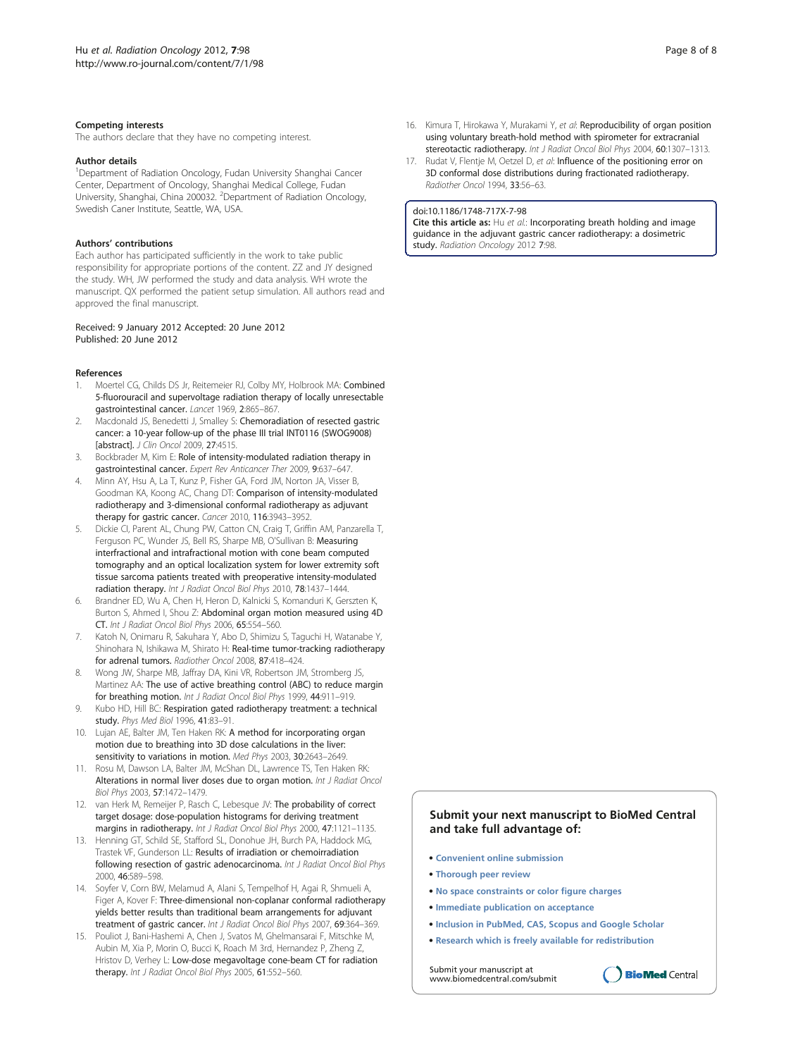### Competing interests

The authors declare that they have no competing interest.

### Author details

[1]Department of Radiation Oncology, Fudan University Shanghai Cancer Center, Department of Oncology, Shanghai Medical College, Fudan University, Shanghai, China 200032. [2]Department of Radiation Oncology, Swedish Caner Institute, Seattle, WA, USA.

### Authors' contributions

Each author has participated sufficiently in the work to take public responsibility for appropriate portions of the content. ZZ and JY designed the study. WH, JW performed the study and data analysis. WH wrote the manuscript. QX performed the patient setup simulation. All authors read and approved the final manuscript.

Received: 9 January 2012 Accepted: 20 June 2012
Published: 20 June 2012

### References

1. Moertel CG, Childs DS Jr, Reitemeier RJ, Colby MY, Holbrook MA: **Combined 5-fluorouracil and supervoltage radiation therapy of locally unresectable gastrointestinal cancer.** *Lancet* 1969, **2**:865–867.
2. Macdonald JS, Benedetti J, Smalley S: **Chemoradiation of resected gastric cancer: a 10-year follow-up of the phase III trial INT0116 (SWOG9008) [abstract].** *J Clin Oncol* 2009, **27**:4515.
3. Bockbrader M, Kim E: **Role of intensity-modulated radiation therapy in gastrointestinal cancer.** *Expert Rev Anticancer Ther* 2009, **9**:637–647.
4. Minn AY, Hsu A, La T, Kunz P, Fisher GA, Ford JM, Norton JA, Visser B, Goodman KA, Koong AC, Chang DT: **Comparison of intensity-modulated radiotherapy and 3-dimensional conformal radiotherapy as adjuvant therapy for gastric cancer.** *Cancer* 2010, **116**:3943–3952.
5. Dickie CI, Parent AL, Chung PW, Catton CN, Craig T, Griffin AM, Panzarella T, Ferguson PC, Wunder JS, Bell RS, Sharpe MB, O'Sullivan B: **Measuring interfractional and intrafractional motion with cone beam computed tomography and an optical localization system for lower extremity soft tissue sarcoma patients treated with preoperative intensity-modulated radiation therapy.** *Int J Radiat Oncol Biol Phys* 2010, **78**:1437–1444.
6. Brandner ED, Wu A, Chen H, Heron D, Kalnicki S, Komanduri K, Gerszten K, Burton S, Ahmed I, Shou Z: **Abdominal organ motion measured using 4D CT.** *Int J Radiat Oncol Biol Phys* 2006, **65**:554–560.
7. Katoh N, Onimaru R, Sakuhara Y, Abo D, Shimizu S, Taguchi H, Watanabe Y, Shinohara N, Ishikawa M, Shirato H: **Real-time tumor-tracking radiotherapy for adrenal tumors.** *Radiother Oncol* 2008, **87**:418–424.
8. Wong JW, Sharpe MB, Jaffray DA, Kini VR, Robertson JM, Stromberg JS, Martinez AA: **The use of active breathing control (ABC) to reduce margin for breathing motion.** *Int J Radiat Oncol Biol Phys* 1999, **44**:911–919.
9. Kubo HD, Hill BC: **Respiration gated radiotherapy treatment: a technical study.** *Phys Med Biol* 1996, **41**:83–91.
10. Lujan AE, Balter JM, Ten Haken RK: **A method for incorporating organ motion due to breathing into 3D dose calculations in the liver: sensitivity to variations in motion.** *Med Phys* 2003, **30**:2643–2649.
11. Rosu M, Dawson LA, Balter JM, McShan DL, Lawrence TS, Ten Haken RK: **Alterations in normal liver doses due to organ motion.** *Int J Radiat Oncol Biol Phys* 2003, **57**:1472–1479.
12. van Herk M, Remeijer P, Rasch C, Lebesque JV: **The probability of correct target dosage: dose-population histograms for deriving treatment margins in radiotherapy.** *Int J Radiat Oncol Biol Phys* 2000, **47**:1121–1135.
13. Henning GT, Schild SE, Stafford SL, Donohue JH, Burch PA, Haddock MG, Trastek VF, Gunderson LL: **Results of irradiation or chemoirradiation following resection of gastric adenocarcinoma.** *Int J Radiat Oncol Biol Phys* 2000, **46**:589–598.
14. Soyfer V, Corn BW, Melamud A, Alani S, Tempelhof H, Agai R, Shmueli A, Figer A, Kover F: **Three-dimensional non-coplanar conformal radiotherapy yields better results than traditional beam arrangements for adjuvant treatment of gastric cancer.** *Int J Radiat Oncol Biol Phys* 2007, **69**:364–369.
15. Pouliot J, Bani-Hashemi A, Chen J, Svatos M, Ghelmansarai F, Mitschke M, Aubin M, Xia P, Morin O, Bucci K, Roach M 3rd, Hernandez P, Zheng Z, Hristov D, Verhey L: **Low-dose megavoltage cone-beam CT for radiation therapy.** *Int J Radiat Oncol Biol Phys* 2005, **61**:552–560.
16. Kimura T, Hirokawa Y, Murakami Y, *et al*: **Reproducibility of organ position using voluntary breath-hold method with spirometer for extracranial stereotactic radiotherapy.** *Int J Radiat Oncol Biol Phys* 2004, **60**:1307–1313.
17. Rudat V, Flentje M, Oetzel D, *et al*: **Influence of the positioning error on 3D conformal dose distributions during fractionated radiotherapy.** *Radiother Oncol* 1994, **33**:56–63.

doi:10.1186/1748-717X-7-98

**Cite this article as:** Hu *et al.*: Incorporating breath holding and image guidance in the adjuvant gastric cancer radiotherapy: a dosimetric study. *Radiation Oncology* 2012 **7**:98.

**Submit your next manuscript to BioMed Central and take full advantage of:**

- **Convenient online submission**
- **Thorough peer review**
- **No space constraints or color figure charges**
- **Immediate publication on acceptance**
- **Inclusion in PubMed, CAS, Scopus and Google Scholar**
- **Research which is freely available for redistribution**

Submit your manuscript at
www.biomedcentral.com/submit

BioMed Central